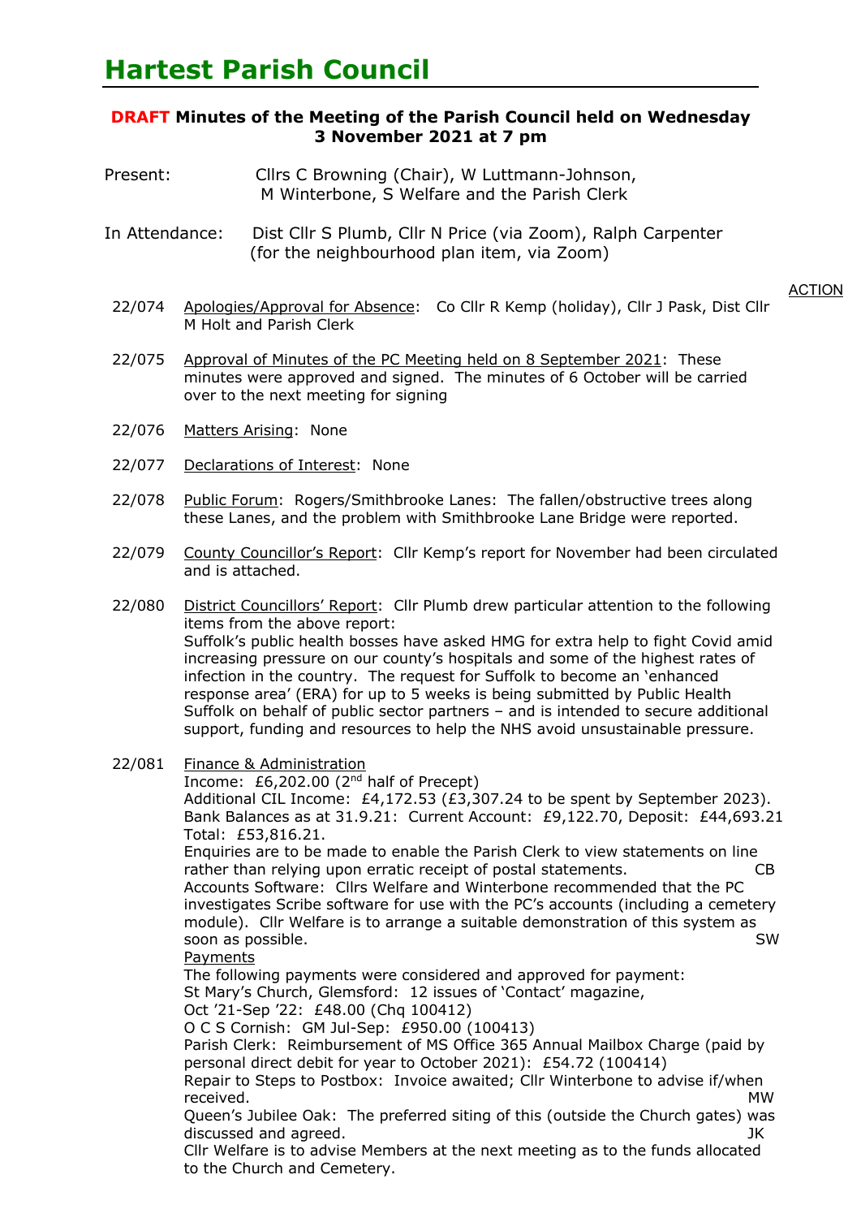# Hartest Parish Council

**DRAFT Minutes of the Meeting of the Parish Council held on Wednesday 3 November 2021 at 7 pm**

Present: Cllrs C Browning (Chair), W Luttmann-Johnson, M Winterbone, S Welfare and the Parish Clerk

In Attendance: Dist Cllr S Plumb, Cllr N Price (via Zoom), Ralph Carpenter (for the neighbourhood plan item, via Zoom)

ACTION

22/074 Apologies/Approval for Absence: Co Cllr R Kemp (holiday), Cllr J Pask, Dist Cllr M Holt and Parish Clerk

22/075 Approval of Minutes of the PC Meeting held on 8 September 2021: These minutes were approved and signed. The minutes of 6 October will be carried over to the next meeting for signing

22/076 Matters Arising: None

22/077 Declarations of Interest: None

22/078 Public Forum: Rogers/Smithbrooke Lanes: The fallen/obstructive trees along these Lanes, and the problem with Smithbrooke Lane Bridge were reported.

22/079 County Councillor's Report: Cllr Kemp's report for November had been circulated and is attached.

22/080 District Councillors' Report: Cllr Plumb drew particular attention to the following items from the above report:
Suffolk's public health bosses have asked HMG for extra help to fight Covid amid increasing pressure on our county's hospitals and some of the highest rates of infection in the country. The request for Suffolk to become an 'enhanced response area' (ERA) for up to 5 weeks is being submitted by Public Health Suffolk on behalf of public sector partners – and is intended to secure additional support, funding and resources to help the NHS avoid unsustainable pressure.

22/081 Finance & Administration
Income: £6,202.00 (2nd half of Precept)
Additional CIL Income: £4,172.53 (£3,307.24 to be spent by September 2023).
Bank Balances as at 31.9.21: Current Account: £9,122.70, Deposit: £44,693.21
Total: £53,816.21.
Enquiries are to be made to enable the Parish Clerk to view statements on line rather than relying upon erratic receipt of postal statements. **CB**
Accounts Software: Cllrs Welfare and Winterbone recommended that the PC investigates Scribe software for use with the PC's accounts (including a cemetery module). Cllr Welfare is to arrange a suitable demonstration of this system as soon as possible. **SW**
Payments
The following payments were considered and approved for payment:
St Mary's Church, Glemsford: 12 issues of 'Contact' magazine, Oct '21-Sep '22: £48.00 (Chq 100412)
O C S Cornish: GM Jul-Sep: £950.00 (100413)
Parish Clerk: Reimbursement of MS Office 365 Annual Mailbox Charge (paid by personal direct debit for year to October 2021): £54.72 (100414)
Repair to Steps to Postbox: Invoice awaited; Cllr Winterbone to advise if/when received. **MW**
Queen's Jubilee Oak: The preferred siting of this (outside the Church gates) was discussed and agreed. **JK**
Cllr Welfare is to advise Members at the next meeting as to the funds allocated to the Church and Cemetery.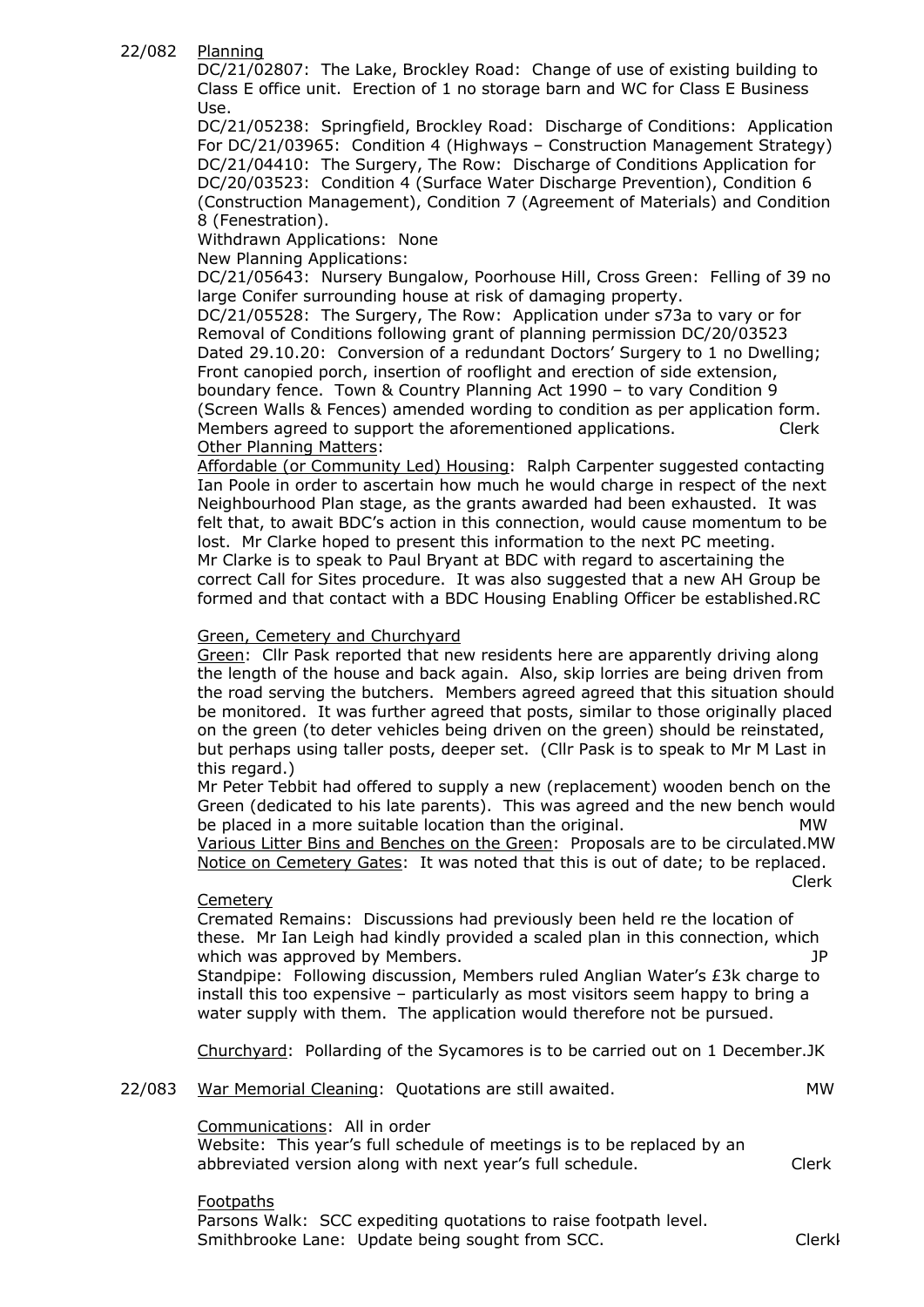22/082 Planning

DC/21/02807: The Lake, Brockley Road: Change of use of existing building to Class E office unit. Erection of 1 no storage barn and WC for Class E Business Use.

DC/21/05238: Springfield, Brockley Road: Discharge of Conditions: Application For DC/21/03965: Condition 4 (Highways – Construction Management Strategy)

DC/21/04410: The Surgery, The Row: Discharge of Conditions Application for DC/20/03523: Condition 4 (Surface Water Discharge Prevention), Condition 6 (Construction Management), Condition 7 (Agreement of Materials) and Condition 8 (Fenestration).

Withdrawn Applications: None

New Planning Applications:

DC/21/05643: Nursery Bungalow, Poorhouse Hill, Cross Green: Felling of 39 no large Conifer surrounding house at risk of damaging property.

DC/21/05528: The Surgery, The Row: Application under s73a to vary or for Removal of Conditions following grant of planning permission DC/20/03523 Dated 29.10.20: Conversion of a redundant Doctors' Surgery to 1 no Dwelling; Front canopied porch, insertion of rooflight and erection of side extension, boundary fence. Town & Country Planning Act 1990 – to vary Condition 9 (Screen Walls & Fences) amended wording to condition as per application form.

Members agreed to support the aforementioned applications. Clerk

Other Planning Matters:

Affordable (or Community Led) Housing: Ralph Carpenter suggested contacting Ian Poole in order to ascertain how much he would charge in respect of the next Neighbourhood Plan stage, as the grants awarded had been exhausted. It was felt that, to await BDC's action in this connection, would cause momentum to be lost. Mr Clarke hoped to present this information to the next PC meeting. Mr Clarke is to speak to Paul Bryant at BDC with regard to ascertaining the correct Call for Sites procedure. It was also suggested that a new AH Group be formed and that contact with a BDC Housing Enabling Officer be established. RC

Green, Cemetery and Churchyard

Green: Cllr Pask reported that new residents here are apparently driving along the length of the house and back again. Also, skip lorries are being driven from the road serving the butchers. Members agreed agreed that this situation should be monitored. It was further agreed that posts, similar to those originally placed on the green (to deter vehicles being driven on the green) should be reinstated, but perhaps using taller posts, deeper set. (Cllr Pask is to speak to Mr M Last in this regard.)

Mr Peter Tebbit had offered to supply a new (replacement) wooden bench on the Green (dedicated to his late parents). This was agreed and the new bench would be placed in a more suitable location than the original. MW

Various Litter Bins and Benches on the Green: Proposals are to be circulated. MW

Notice on Cemetery Gates: It was noted that this is out of date; to be replaced. Clerk

Cemetery

Cremated Remains: Discussions had previously been held re the location of these. Mr Ian Leigh had kindly provided a scaled plan in this connection, which which was approved by Members. JP

Standpipe: Following discussion, Members ruled Anglian Water's £3k charge to install this too expensive – particularly as most visitors seem happy to bring a water supply with them. The application would therefore not be pursued.

Churchyard: Pollarding of the Sycamores is to be carried out on 1 December. JK

22/083 War Memorial Cleaning: Quotations are still awaited. MW

Communications: All in order

Website: This year's full schedule of meetings is to be replaced by an abbreviated version along with next year's full schedule. Clerk

Footpaths

Parsons Walk: SCC expediting quotations to raise footpath level.

Smithbrooke Lane: Update being sought from SCC. Clerk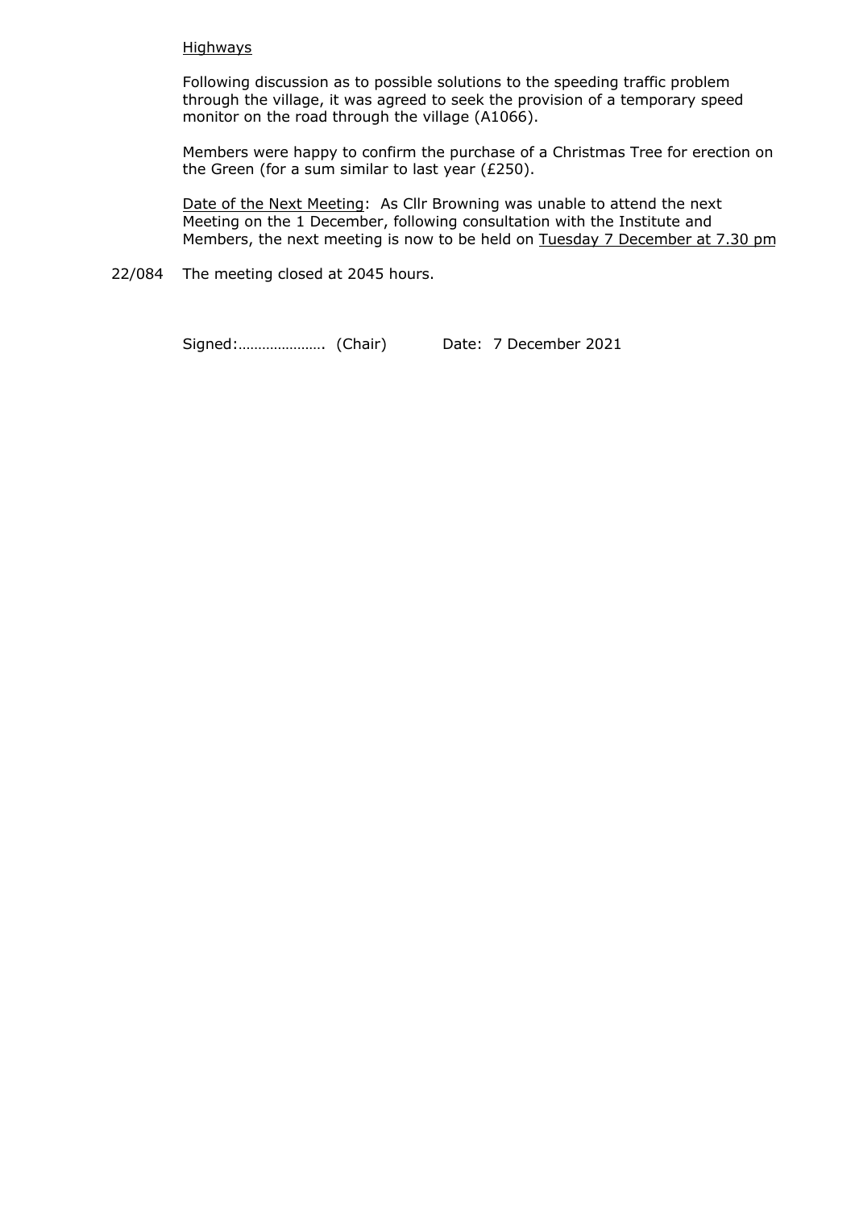<u>Highways</u>

Following discussion as to possible solutions to the speeding traffic problem through the village, it was agreed to seek the provision of a temporary speed monitor on the road through the village (A1066).

Members were happy to confirm the purchase of a Christmas Tree for erection on the Green (for a sum similar to last year (£250).

<u>Date of the Next Meeting</u>: As Cllr Browning was unable to attend the next Meeting on the 1 December, following consultation with the Institute and Members, the next meeting is now to be held on <u>Tuesday 7 December at 7.30 pm</u>

22/084 The meeting closed at 2045 hours.

Signed:…………………. (Chair) Date: 7 December 2021